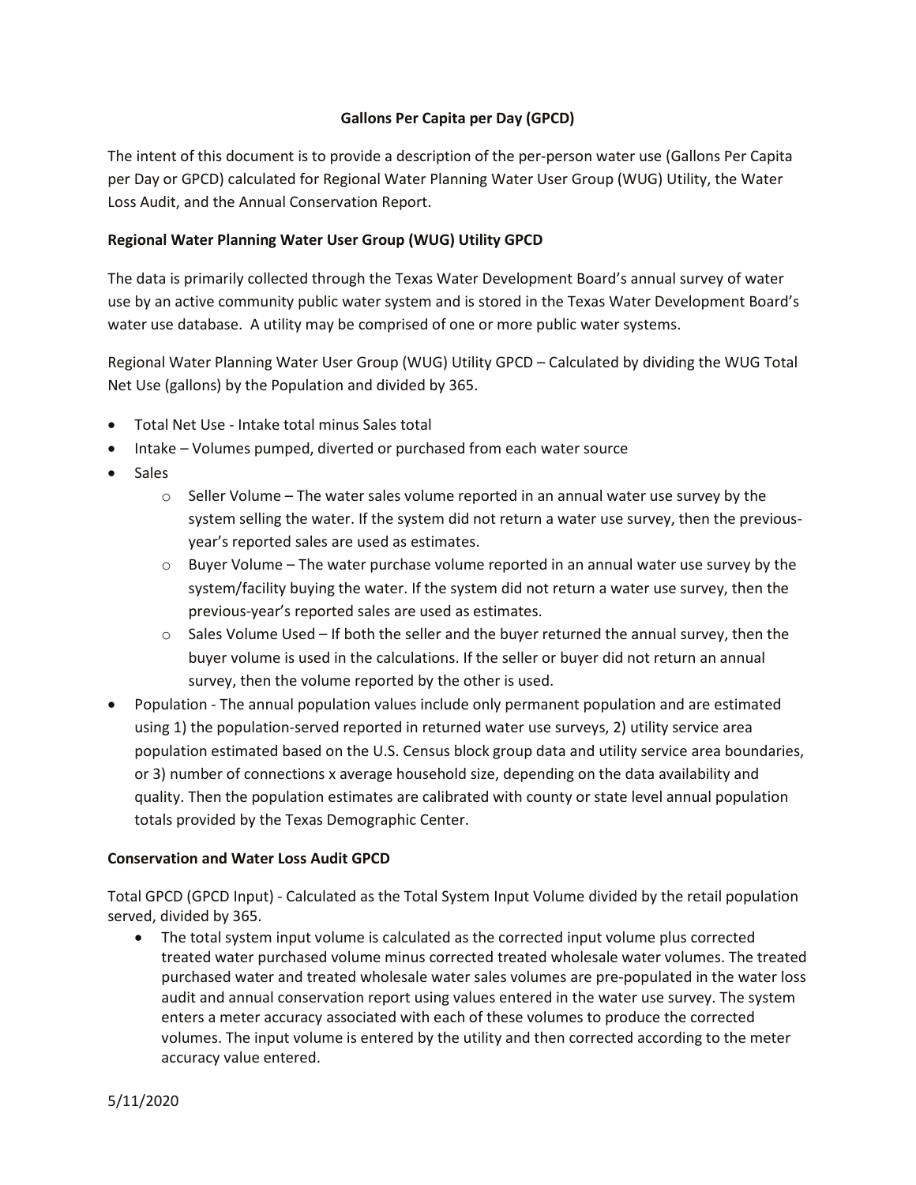# Gallons Per Capita per Day (GPCD)

The intent of this document is to provide a description of the per-person water use (Gallons Per Capita per Day or GPCD) calculated for Regional Water Planning Water User Group (WUG) Utility, the Water Loss Audit, and the Annual Conservation Report.

## Regional Water Planning Water User Group (WUG) Utility GPCD

The data is primarily collected through the Texas Water Development Board's annual survey of water use by an active community public water system and is stored in the Texas Water Development Board's water use database. A utility may be comprised of one or more public water systems.

Regional Water Planning Water User Group (WUG) Utility GPCD – Calculated by dividing the WUG Total Net Use (gallons) by the Population and divided by 365.

- Total Net Use - Intake total minus Sales total
- Intake – Volumes pumped, diverted or purchased from each water source
- Sales
  - Seller Volume – The water sales volume reported in an annual water use survey by the system selling the water. If the system did not return a water use survey, then the previous-year's reported sales are used as estimates.
  - Buyer Volume – The water purchase volume reported in an annual water use survey by the system/facility buying the water. If the system did not return a water use survey, then the previous-year's reported sales are used as estimates.
  - Sales Volume Used – If both the seller and the buyer returned the annual survey, then the buyer volume is used in the calculations. If the seller or buyer did not return an annual survey, then the volume reported by the other is used.
- Population - The annual population values include only permanent population and are estimated using 1) the population-served reported in returned water use surveys, 2) utility service area population estimated based on the U.S. Census block group data and utility service area boundaries, or 3) number of connections x average household size, depending on the data availability and quality. Then the population estimates are calibrated with county or state level annual population totals provided by the Texas Demographic Center.

## Conservation and Water Loss Audit GPCD

Total GPCD (GPCD Input) - Calculated as the Total System Input Volume divided by the retail population served, divided by 365.

- The total system input volume is calculated as the corrected input volume plus corrected treated water purchased volume minus corrected treated wholesale water volumes. The treated purchased water and treated wholesale water sales volumes are pre-populated in the water loss audit and annual conservation report using values entered in the water use survey. The system enters a meter accuracy associated with each of these volumes to produce the corrected volumes. The input volume is entered by the utility and then corrected according to the meter accuracy value entered.

5/11/2020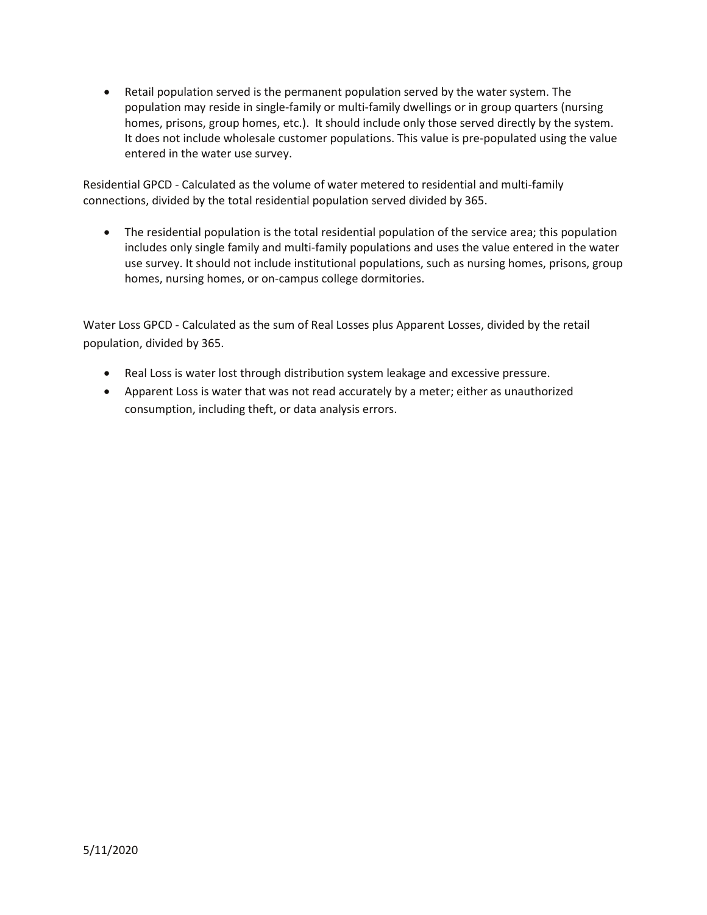- Retail population served is the permanent population served by the water system. The population may reside in single-family or multi-family dwellings or in group quarters (nursing homes, prisons, group homes, etc.). It should include only those served directly by the system. It does not include wholesale customer populations. This value is pre-populated using the value entered in the water use survey.

Residential GPCD - Calculated as the volume of water metered to residential and multi-family connections, divided by the total residential population served divided by 365.

- The residential population is the total residential population of the service area; this population includes only single family and multi-family populations and uses the value entered in the water use survey. It should not include institutional populations, such as nursing homes, prisons, group homes, nursing homes, or on-campus college dormitories.

Water Loss GPCD - Calculated as the sum of Real Losses plus Apparent Losses, divided by the retail population, divided by 365.

- Real Loss is water lost through distribution system leakage and excessive pressure.
- Apparent Loss is water that was not read accurately by a meter; either as unauthorized consumption, including theft, or data analysis errors.

5/11/2020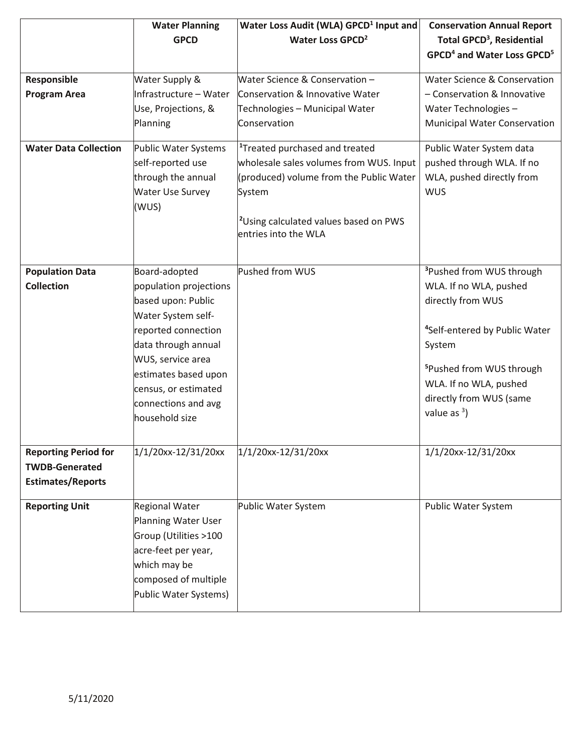| | Water Planning GPCD | Water Loss Audit (WLA) GPCD[1] Input and Water Loss GPCD[2] | Conservation Annual Report Total GPCD[3], Residential GPCD[4] and Water Loss GPCD[5] |
|---|---|---|---|
| **Responsible Program Area** | Water Supply & Infrastructure – Water Use, Projections, & Planning | Water Science & Conservation – Conservation & Innovative Water Technologies – Municipal Water Conservation | Water Science & Conservation – Conservation & Innovative Water Technologies – Municipal Water Conservation |
| **Water Data Collection** | Public Water Systems self-reported use through the annual Water Use Survey (WUS) | [1]Treated purchased and treated wholesale sales volumes from WUS. Input (produced) volume from the Public Water System<br><br>[2]Using calculated values based on PWS entries into the WLA | Public Water System data pushed through WLA. If no WLA, pushed directly from WUS |
| **Population Data Collection** | Board-adopted population projections based upon: Public Water System self-reported connection data through annual WUS, service area estimates based upon census, or estimated connections and avg household size | Pushed from WUS | [3]Pushed from WUS through WLA. If no WLA, pushed directly from WUS<br><br>[4]Self-entered by Public Water System<br><br>[5]Pushed from WUS through WLA. If no WLA, pushed directly from WUS (same value as [3]) |
| **Reporting Period for TWDB-Generated Estimates/Reports** | 1/1/20xx-12/31/20xx | 1/1/20xx-12/31/20xx | 1/1/20xx-12/31/20xx |
| **Reporting Unit** | Regional Water Planning Water User Group (Utilities >100 acre-feet per year, which may be composed of multiple Public Water Systems) | Public Water System | Public Water System |

5/11/2020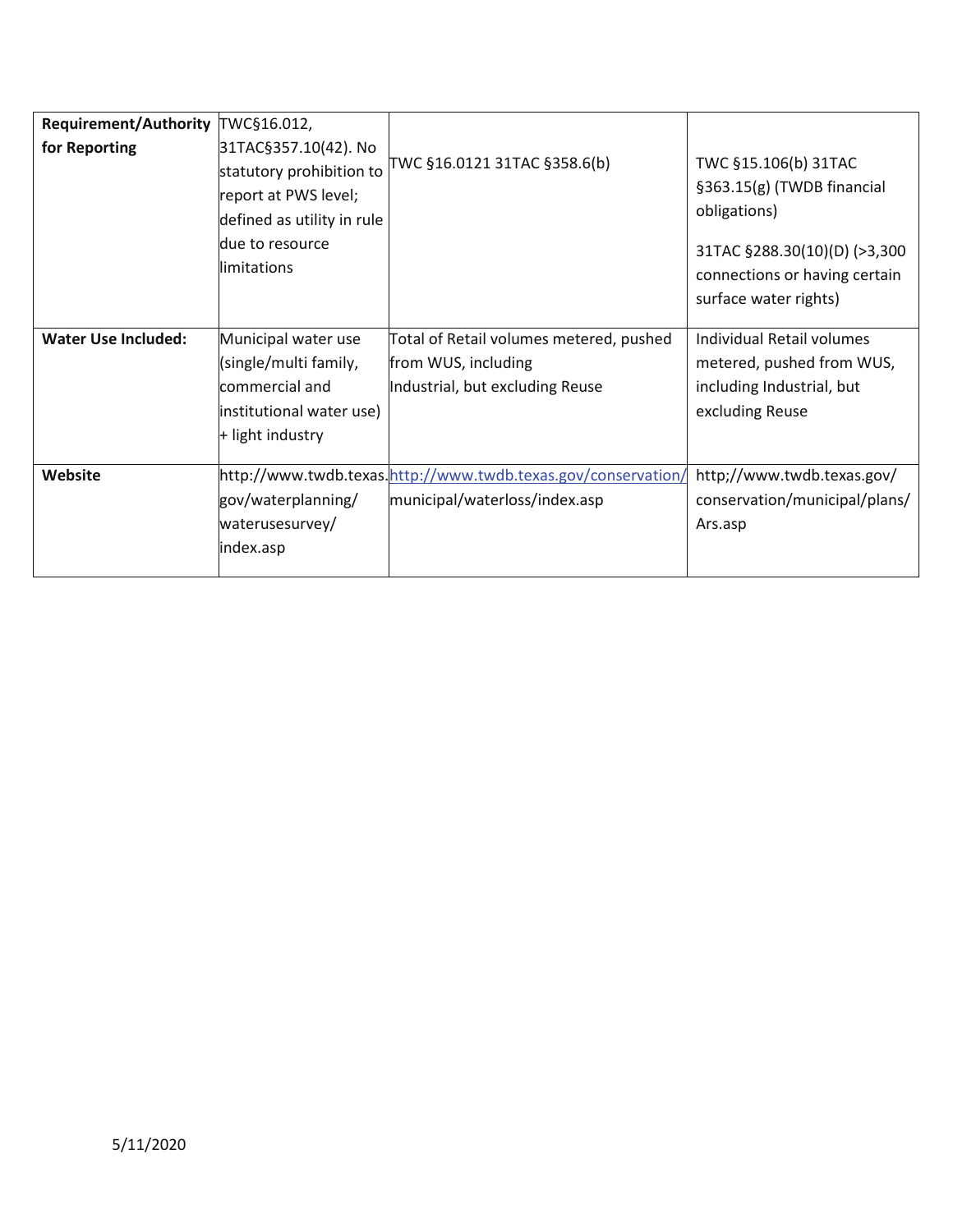| | | | |
|---|---|---|---|
| **Requirement/Authority for Reporting** | TWC§16.012, 31TAC§357.10(42). No statutory prohibition to report at PWS level; defined as utility in rule due to resource limitations | TWC §16.0121 31TAC §358.6(b) | TWC §15.106(b) 31TAC §363.15(g) (TWDB financial obligations)<br><br>31TAC §288.30(10)(D) (>3,300 connections or having certain surface water rights) |
| **Water Use Included:** | Municipal water use (single/multi family, commercial and institutional water use) + light industry | Total of Retail volumes metered, pushed from WUS, including Industrial, but excluding Reuse | Individual Retail volumes metered, pushed from WUS, including Industrial, but excluding Reuse |
| **Website** | http://www.twdb.texas.gov/waterplanning/waterusesurvey/index.asp | http://www.twdb.texas.gov/conservation/municipal/waterloss/index.asp | http;//www.twdb.texas.gov/conservation/municipal/plans/Ars.asp |

5/11/2020